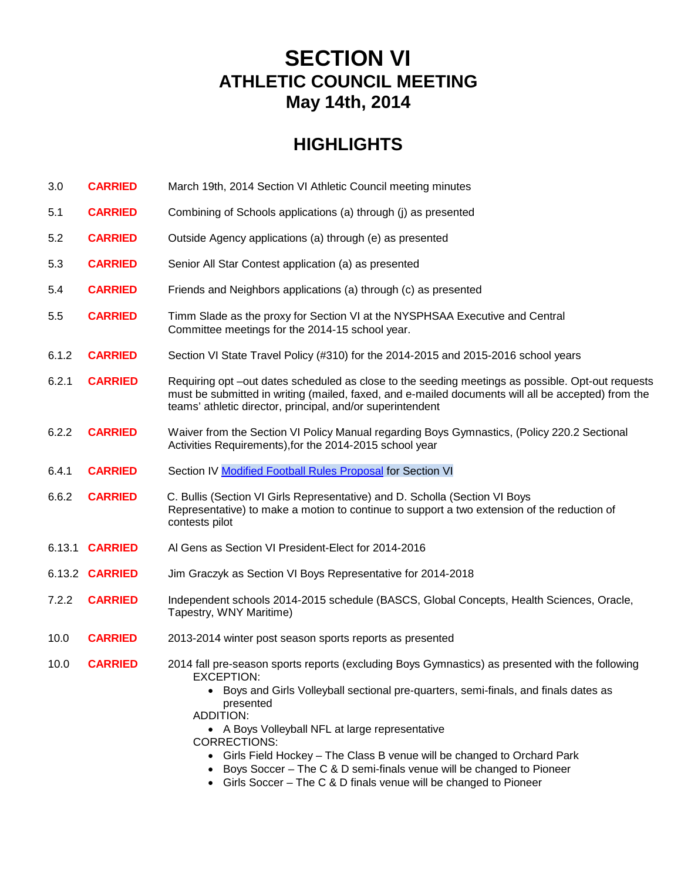# SECTION VI
## ATHLETIC COUNCIL MEETING
## May 14th, 2014

## HIGHLIGHTS

3.0 **CARRIED** March 19th, 2014 Section VI Athletic Council meeting minutes

5.1 **CARRIED** Combining of Schools applications (a) through (j) as presented

5.2 **CARRIED** Outside Agency applications (a) through (e) as presented

5.3 **CARRIED** Senior All Star Contest application (a) as presented

5.4 **CARRIED** Friends and Neighbors applications (a) through (c) as presented

5.5 **CARRIED** Timm Slade as the proxy for Section VI at the NYSPHSAA Executive and Central Committee meetings for the 2014-15 school year.

6.1.2 **CARRIED** Section VI State Travel Policy (#310) for the 2014-2015 and 2015-2016 school years

6.2.1 **CARRIED** Requiring opt –out dates scheduled as close to the seeding meetings as possible. Opt-out requests must be submitted in writing (mailed, faxed, and e-mailed documents will all be accepted) from the teams' athletic director, principal, and/or superintendent

6.2.2 **CARRIED** Waiver from the Section VI Policy Manual regarding Boys Gymnastics, (Policy 220.2 Sectional Activities Requirements),for the 2014-2015 school year

6.4.1 **CARRIED** Section IV Modified Football Rules Proposal for Section VI

6.6.2 **CARRIED** C. Bullis (Section VI Girls Representative) and D. Scholla (Section VI Boys Representative) to make a motion to continue to support a two extension of the reduction of contests pilot

6.13.1 **CARRIED** Al Gens as Section VI President-Elect for 2014-2016

6.13.2 **CARRIED** Jim Graczyk as Section VI Boys Representative for 2014-2018

7.2.2 **CARRIED** Independent schools 2014-2015 schedule (BASCS, Global Concepts, Health Sciences, Oracle, Tapestry, WNY Maritime)

10.0 **CARRIED** 2013-2014 winter post season sports reports as presented

10.0 **CARRIED** 2014 fall pre-season sports reports (excluding Boys Gymnastics) as presented with the following

EXCEPTION:
- Boys and Girls Volleyball sectional pre-quarters, semi-finals, and finals dates as presented

ADDITION:
- A Boys Volleyball NFL at large representative

CORRECTIONS:
- Girls Field Hockey – The Class B venue will be changed to Orchard Park
- Boys Soccer – The C & D semi-finals venue will be changed to Pioneer
- Girls Soccer – The C & D finals venue will be changed to Pioneer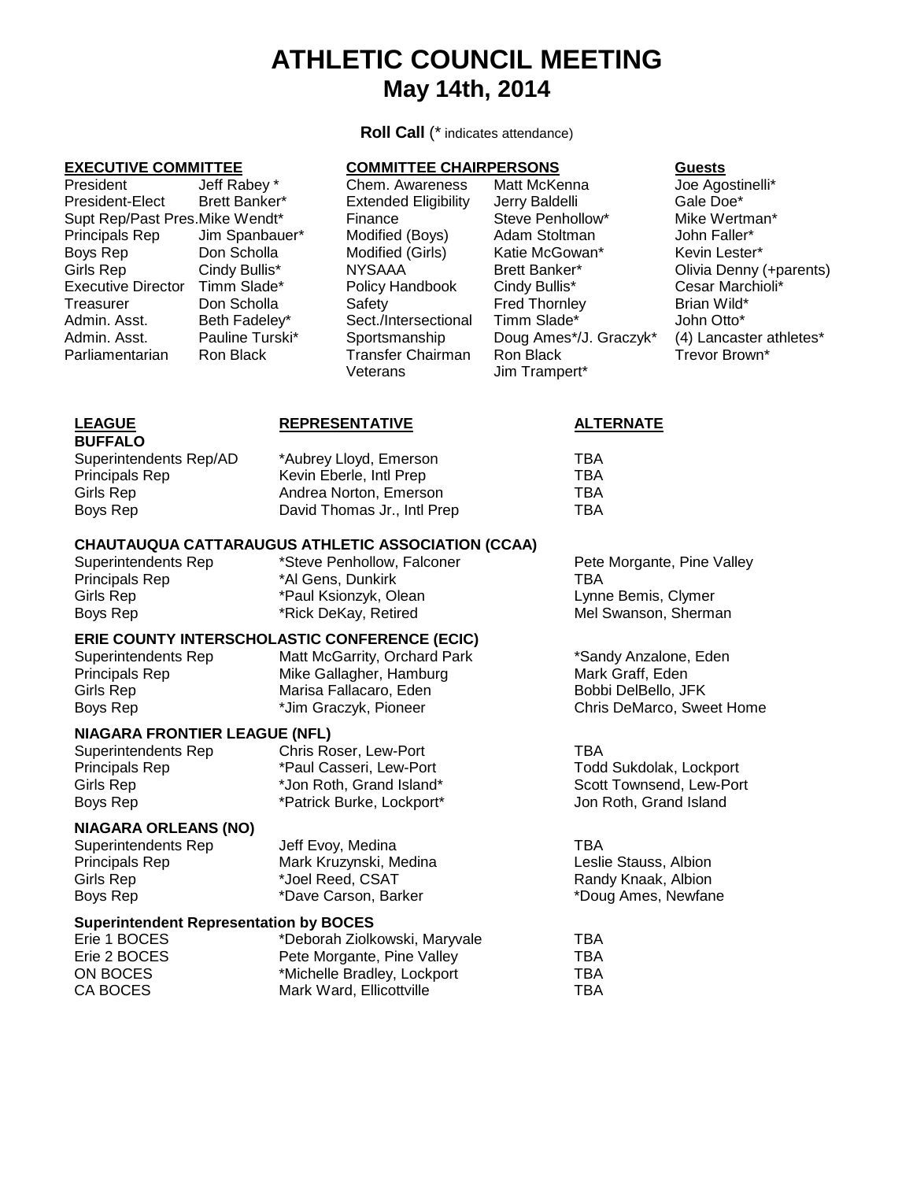# ATHLETIC COUNCIL MEETING
## May 14th, 2014

**Roll Call** (* indicates attendance)

**EXECUTIVE COMMITTEE**

| | |
|---|---|
| President | Jeff Rabey * |
| President-Elect | Brett Banker* |
| Supt Rep/Past Pres. | Mike Wendt* |
| Principals Rep | Jim Spanbauer* |
| Boys Rep | Don Scholla |
| Girls Rep | Cindy Bullis* |
| Executive Director | Timm Slade* |
| Treasurer | Don Scholla |
| Admin. Asst. | Beth Fadeley* |
| Admin. Asst. | Pauline Turski* |
| Parliamentarian | Ron Black |

**COMMITTEE CHAIRPERSONS**

| | |
|---|---|
| Chem. Awareness | Matt McKenna |
| Extended Eligibility | Jerry Baldelli |
| Finance | Steve Penhollow* |
| Modified (Boys) | Adam Stoltman |
| Modified (Girls) | Katie McGowan* |
| NYSAAA | Brett Banker* |
| Policy Handbook | Cindy Bullis* |
| Safety | Fred Thornley |
| Sect./Intersectional | Timm Slade* |
| Sportsmanship | Doug Ames*/J. Graczyk* |
| Transfer Chairman | Ron Black |
| Veterans | Jim Trampert* |

**Guests**

- Joe Agostinelli*
- Gale Doe*
- Mike Wertman*
- John Faller*
- Kevin Lester*
- Olivia Denny (+parents)
- Cesar Marchioli*
- Brian Wild*
- John Otto*
- (4) Lancaster athletes*
- Trevor Brown*

| LEAGUE | REPRESENTATIVE | ALTERNATE |
|---|---|---|
| **BUFFALO** | | |
| Superintendents Rep/AD | *Aubrey Lloyd, Emerson | TBA |
| Principals Rep | Kevin Eberle, Intl Prep | TBA |
| Girls Rep | Andrea Norton, Emerson | TBA |
| Boys Rep | David Thomas Jr., Intl Prep | TBA |
| **CHAUTAUQUA CATTARAUGUS ATHLETIC ASSOCIATION (CCAA)** | | |
| Superintendents Rep | *Steve Penhollow, Falconer | Pete Morgante, Pine Valley |
| Principals Rep | *Al Gens, Dunkirk | TBA |
| Girls Rep | *Paul Ksionzyk, Olean | Lynne Bemis, Clymer |
| Boys Rep | *Rick DeKay, Retired | Mel Swanson, Sherman |
| **ERIE COUNTY INTERSCHOLASTIC CONFERENCE (ECIC)** | | |
| Superintendents Rep | Matt McGarrity, Orchard Park | *Sandy Anzalone, Eden |
| Principals Rep | Mike Gallagher, Hamburg | Mark Graff, Eden |
| Girls Rep | Marisa Fallacaro, Eden | Bobbi DelBello, JFK |
| Boys Rep | *Jim Graczyk, Pioneer | Chris DeMarco, Sweet Home |
| **NIAGARA FRONTIER LEAGUE (NFL)** | | |
| Superintendents Rep | Chris Roser, Lew-Port | TBA |
| Principals Rep | *Paul Casseri, Lew-Port | Todd Sukdolak, Lockport |
| Girls Rep | *Jon Roth, Grand Island* | Scott Townsend, Lew-Port |
| Boys Rep | *Patrick Burke, Lockport* | Jon Roth, Grand Island |
| **NIAGARA ORLEANS (NO)** | | |
| Superintendents Rep | Jeff Evoy, Medina | TBA |
| Principals Rep | Mark Kruzynski, Medina | Leslie Stauss, Albion |
| Girls Rep | *Joel Reed, CSAT | Randy Knaak, Albion |
| Boys Rep | *Dave Carson, Barker | *Doug Ames, Newfane |
| **Superintendent Representation by BOCES** | | |
| Erie 1 BOCES | *Deborah Ziolkowski, Maryvale | TBA |
| Erie 2 BOCES | Pete Morgante, Pine Valley | TBA |
| ON BOCES | *Michelle Bradley, Lockport | TBA |
| CA BOCES | Mark Ward, Ellicottville | TBA |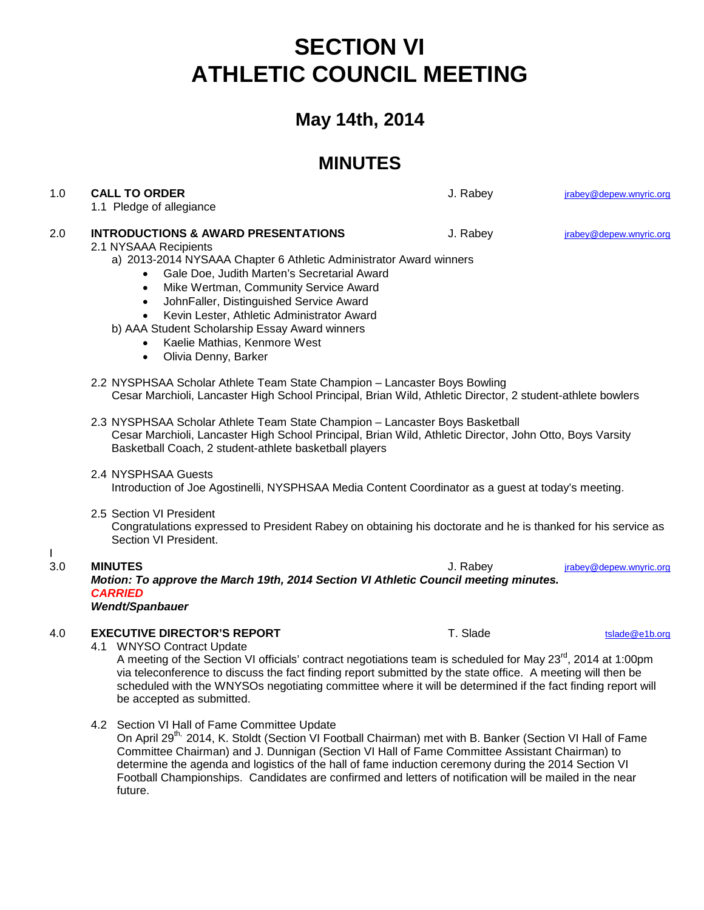# SECTION VI
# ATHLETIC COUNCIL MEETING

## May 14th, 2014

## MINUTES

1.0 **CALL TO ORDER** J. Rabey jrabey@depew.wnyric.org

1.1 Pledge of allegiance

2.0 **INTRODUCTIONS & AWARD PRESENTATIONS** J. Rabey jrabey@depew.wnyric.org

2.1 NYSAAA Recipients

a) 2013-2014 NYSAAA Chapter 6 Athletic Administrator Award winners

- Gale Doe, Judith Marten's Secretarial Award
- Mike Wertman, Community Service Award
- JohnFaller, Distinguished Service Award
- Kevin Lester, Athletic Administrator Award

b) AAA Student Scholarship Essay Award winners

- Kaelie Mathias, Kenmore West
- Olivia Denny, Barker

2.2 NYSPHSAA Scholar Athlete Team State Champion – Lancaster Boys Bowling
Cesar Marchioli, Lancaster High School Principal, Brian Wild, Athletic Director, 2 student-athlete bowlers

2.3 NYSPHSAA Scholar Athlete Team State Champion – Lancaster Boys Basketball
Cesar Marchioli, Lancaster High School Principal, Brian Wild, Athletic Director, John Otto, Boys Varsity Basketball Coach, 2 student-athlete basketball players

2.4 NYSPHSAA Guests
Introduction of Joe Agostinelli, NYSPHSAA Media Content Coordinator as a guest at today's meeting.

2.5 Section VI President
Congratulations expressed to President Rabey on obtaining his doctorate and he is thanked for his service as Section VI President.

3.0 **MINUTES** J. Rabey jrabey@depew.wnyric.org

***Motion: To approve the March 19th, 2014 Section VI Athletic Council meeting minutes.***
***CARRIED***
***Wendt/Spanbauer***

4.0 **EXECUTIVE DIRECTOR'S REPORT** T. Slade tslade@e1b.org

4.1 WNYSO Contract Update
A meeting of the Section VI officials' contract negotiations team is scheduled for May 23rd, 2014 at 1:00pm via teleconference to discuss the fact finding report submitted by the state office. A meeting will then be scheduled with the WNYSOs negotiating committee where it will be determined if the fact finding report will be accepted as submitted.

4.2 Section VI Hall of Fame Committee Update
On April 29th, 2014, K. Stoldt (Section VI Football Chairman) met with B. Banker (Section VI Hall of Fame Committee Chairman) and J. Dunnigan (Section VI Hall of Fame Committee Assistant Chairman) to determine the agenda and logistics of the hall of fame induction ceremony during the 2014 Section VI Football Championships. Candidates are confirmed and letters of notification will be mailed in the near future.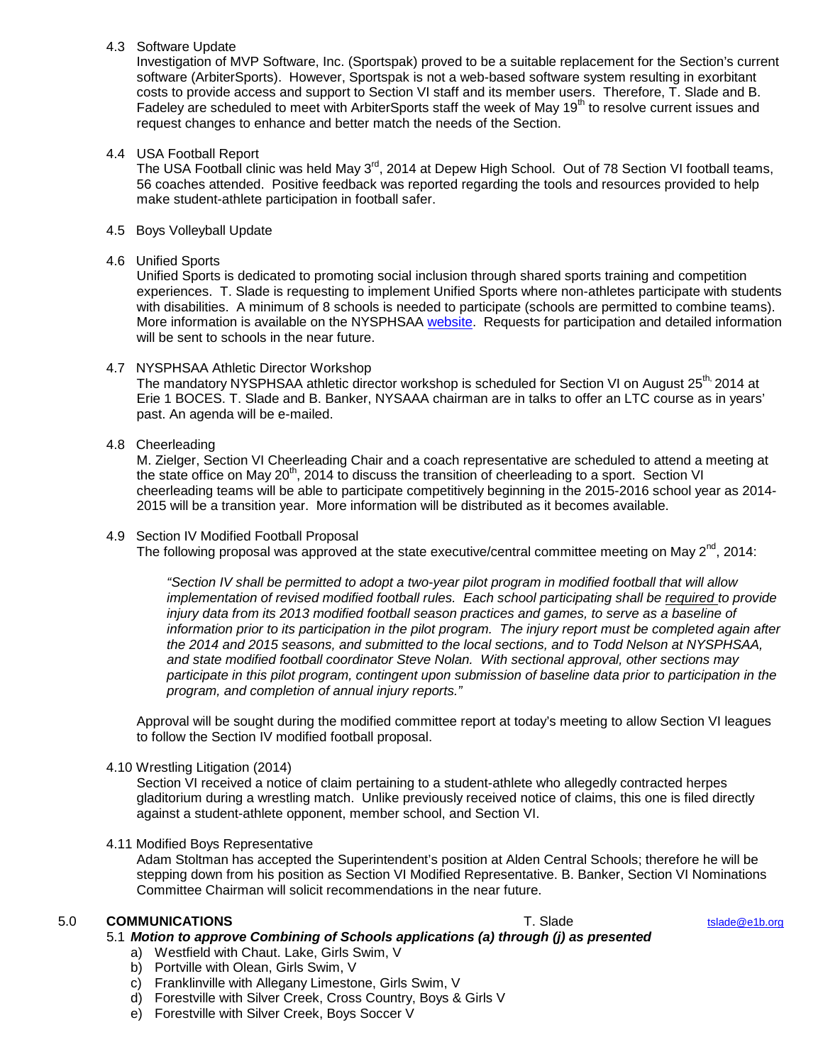4.3 Software Update

Investigation of MVP Software, Inc. (Sportspak) proved to be a suitable replacement for the Section's current software (ArbiterSports). However, Sportspak is not a web-based software system resulting in exorbitant costs to provide access and support to Section VI staff and its member users. Therefore, T. Slade and B. Fadeley are scheduled to meet with ArbiterSports staff the week of May 19th to resolve current issues and request changes to enhance and better match the needs of the Section.

4.4 USA Football Report

The USA Football clinic was held May 3rd, 2014 at Depew High School. Out of 78 Section VI football teams, 56 coaches attended. Positive feedback was reported regarding the tools and resources provided to help make student-athlete participation in football safer.

4.5 Boys Volleyball Update

4.6 Unified Sports

Unified Sports is dedicated to promoting social inclusion through shared sports training and competition experiences. T. Slade is requesting to implement Unified Sports where non-athletes participate with students with disabilities. A minimum of 8 schools is needed to participate (schools are permitted to combine teams). More information is available on the NYSPHSAA website. Requests for participation and detailed information will be sent to schools in the near future.

4.7 NYSPHSAA Athletic Director Workshop

The mandatory NYSPHSAA athletic director workshop is scheduled for Section VI on August 25th, 2014 at Erie 1 BOCES. T. Slade and B. Banker, NYSAAA chairman are in talks to offer an LTC course as in years' past. An agenda will be e-mailed.

4.8 Cheerleading

M. Zielger, Section VI Cheerleading Chair and a coach representative are scheduled to attend a meeting at the state office on May 20th, 2014 to discuss the transition of cheerleading to a sport. Section VI cheerleading teams will be able to participate competitively beginning in the 2015-2016 school year as 2014-2015 will be a transition year. More information will be distributed as it becomes available.

4.9 Section IV Modified Football Proposal

The following proposal was approved at the state executive/central committee meeting on May 2nd, 2014:

> *"Section IV shall be permitted to adopt a two-year pilot program in modified football that will allow implementation of revised modified football rules. Each school participating shall be required to provide injury data from its 2013 modified football season practices and games, to serve as a baseline of information prior to its participation in the pilot program. The injury report must be completed again after the 2014 and 2015 seasons, and submitted to the local sections, and to Todd Nelson at NYSPHSAA, and state modified football coordinator Steve Nolan. With sectional approval, other sections may participate in this pilot program, contingent upon submission of baseline data prior to participation in the program, and completion of annual injury reports."*

Approval will be sought during the modified committee report at today's meeting to allow Section VI leagues to follow the Section IV modified football proposal.

4.10 Wrestling Litigation (2014)

Section VI received a notice of claim pertaining to a student-athlete who allegedly contracted herpes gladitorium during a wrestling match. Unlike previously received notice of claims, this one is filed directly against a student-athlete opponent, member school, and Section VI.

4.11 Modified Boys Representative

Adam Stoltman has accepted the Superintendent's position at Alden Central Schools; therefore he will be stepping down from his position as Section VI Modified Representative. B. Banker, Section VI Nominations Committee Chairman will solicit recommendations in the near future.

## 5.0 COMMUNICATIONS — T. Slade — tslade@e1b.org

5.1 ***Motion to approve Combining of Schools applications (a) through (j) as presented***

a) Westfield with Chaut. Lake, Girls Swim, V
b) Portville with Olean, Girls Swim, V
c) Franklinville with Allegany Limestone, Girls Swim, V
d) Forestville with Silver Creek, Cross Country, Boys & Girls V
e) Forestville with Silver Creek, Boys Soccer V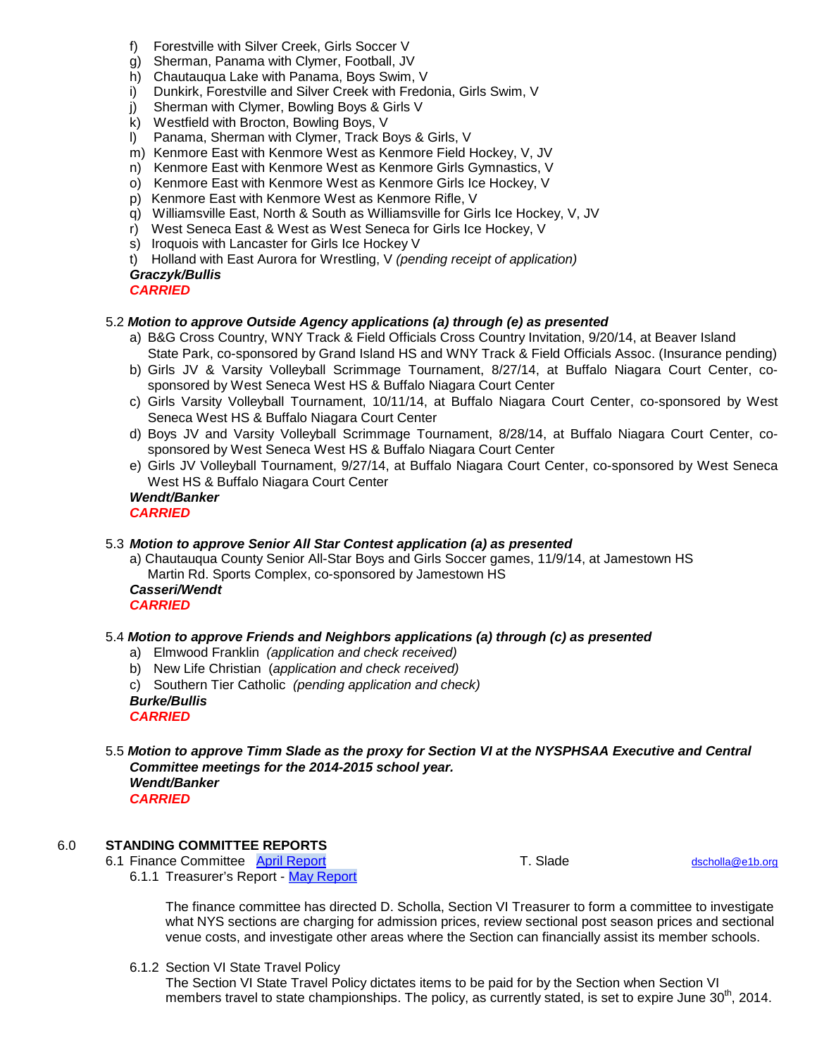f) Forestville with Silver Creek, Girls Soccer V
g) Sherman, Panama with Clymer, Football, JV
h) Chautauqua Lake with Panama, Boys Swim, V
i) Dunkirk, Forestville and Silver Creek with Fredonia, Girls Swim, V
j) Sherman with Clymer, Bowling Boys & Girls V
k) Westfield with Brocton, Bowling Boys, V
l) Panama, Sherman with Clymer, Track Boys & Girls, V
m) Kenmore East with Kenmore West as Kenmore Field Hockey, V, JV
n) Kenmore East with Kenmore West as Kenmore Girls Gymnastics, V
o) Kenmore East with Kenmore West as Kenmore Girls Ice Hockey, V
p) Kenmore East with Kenmore West as Kenmore Rifle, V
q) Williamsville East, North & South as Williamsville for Girls Ice Hockey, V, JV
r) West Seneca East & West as West Seneca for Girls Ice Hockey, V
s) Iroquois with Lancaster for Girls Ice Hockey V
t) Holland with East Aurora for Wrestling, V *(pending receipt of application)*

***Graczyk/Bullis***
***CARRIED***

5.2 ***Motion to approve Outside Agency applications (a) through (e) as presented***

a) B&G Cross Country, WNY Track & Field Officials Cross Country Invitation, 9/20/14, at Beaver Island State Park, co-sponsored by Grand Island HS and WNY Track & Field Officials Assoc. (Insurance pending)
b) Girls JV & Varsity Volleyball Scrimmage Tournament, 8/27/14, at Buffalo Niagara Court Center, co-sponsored by West Seneca West HS & Buffalo Niagara Court Center
c) Girls Varsity Volleyball Tournament, 10/11/14, at Buffalo Niagara Court Center, co-sponsored by West Seneca West HS & Buffalo Niagara Court Center
d) Boys JV and Varsity Volleyball Scrimmage Tournament, 8/28/14, at Buffalo Niagara Court Center, co-sponsored by West Seneca West HS & Buffalo Niagara Court Center
e) Girls JV Volleyball Tournament, 9/27/14, at Buffalo Niagara Court Center, co-sponsored by West Seneca West HS & Buffalo Niagara Court Center

***Wendt/Banker***
***CARRIED***

5.3 ***Motion to approve Senior All Star Contest application (a) as presented***

a) Chautauqua County Senior All-Star Boys and Girls Soccer games, 11/9/14, at Jamestown HS Martin Rd. Sports Complex, co-sponsored by Jamestown HS

***Casseri/Wendt***
***CARRIED***

5.4 ***Motion to approve Friends and Neighbors applications (a) through (c) as presented***

a) Elmwood Franklin *(application and check received)*
b) New Life Christian (*application and check received)*
c) Southern Tier Catholic *(pending application and check)*

***Burke/Bullis***
***CARRIED***

5.5 ***Motion to approve Timm Slade as the proxy for Section VI at the NYSPHSAA Executive and Central Committee meetings for the 2014-2015 school year.***
***Wendt/Banker***
***CARRIED***

## 6.0 STANDING COMMITTEE REPORTS

6.1 Finance Committee [April Report] T. Slade dscholla@e1b.org

6.1.1 Treasurer's Report - [May Report]

The finance committee has directed D. Scholla, Section VI Treasurer to form a committee to investigate what NYS sections are charging for admission prices, review sectional post season prices and sectional venue costs, and investigate other areas where the Section can financially assist its member schools.

6.1.2 Section VI State Travel Policy

The Section VI State Travel Policy dictates items to be paid for by the Section when Section VI members travel to state championships. The policy, as currently stated, is set to expire June 30th, 2014.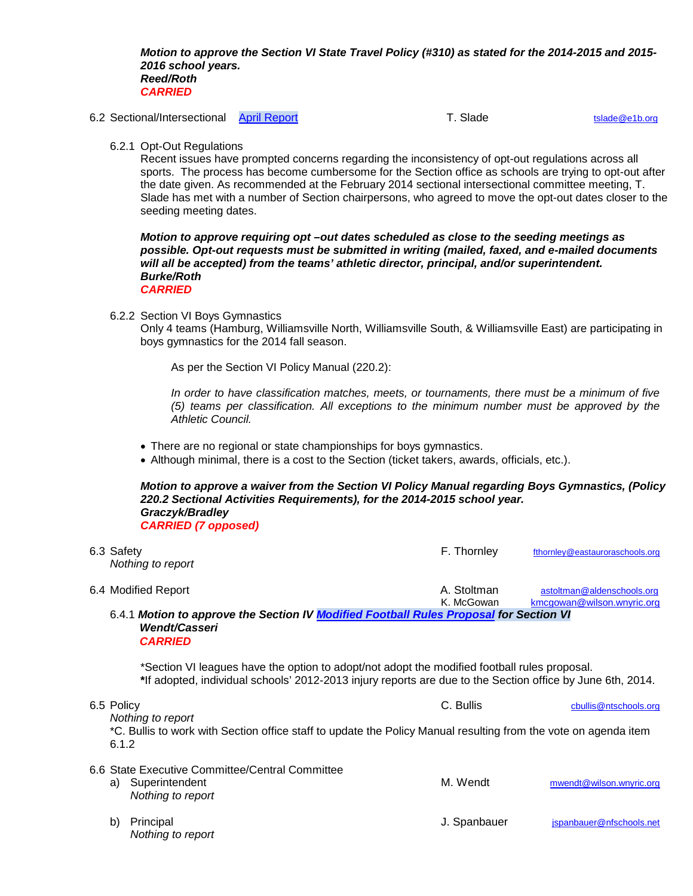***Motion to approve the Section VI State Travel Policy (#310) as stated for the 2014-2015 and 2015-2016 school years.***
***Reed/Roth***
***CARRIED***

6.2 Sectional/Intersectional [April Report] T. Slade tslade@e1b.org

6.2.1 Opt-Out Regulations
Recent issues have prompted concerns regarding the inconsistency of opt-out regulations across all sports. The process has become cumbersome for the Section office as schools are trying to opt-out after the date given. As recommended at the February 2014 sectional intersectional committee meeting, T. Slade has met with a number of Section chairpersons, who agreed to move the opt-out dates closer to the seeding meeting dates.

***Motion to approve requiring opt –out dates scheduled as close to the seeding meetings as possible. Opt-out requests must be submitted in writing (mailed, faxed, and e-mailed documents will all be accepted) from the teams' athletic director, principal, and/or superintendent.***
***Burke/Roth***
***CARRIED***

6.2.2 Section VI Boys Gymnastics
Only 4 teams (Hamburg, Williamsville North, Williamsville South, & Williamsville East) are participating in boys gymnastics for the 2014 fall season.

As per the Section VI Policy Manual (220.2):

*In order to have classification matches, meets, or tournaments, there must be a minimum of five (5) teams per classification. All exceptions to the minimum number must be approved by the Athletic Council.*

- There are no regional or state championships for boys gymnastics.
- Although minimal, there is a cost to the Section (ticket takers, awards, officials, etc.).

***Motion to approve a waiver from the Section VI Policy Manual regarding Boys Gymnastics, (Policy 220.2 Sectional Activities Requirements), for the 2014-2015 school year.***
***Graczyk/Bradley***
***CARRIED (7 opposed)***

6.3 Safety F. Thornley fthornley@eastauroraschools.org
*Nothing to report*

6.4 Modified Report A. Stoltman astoltman@aldenschools.org
K. McGowan kmcgowan@wilson.wnyric.org

6.4.1 ***Motion to approve the Section IV [Modified Football Rules Proposal] for Section VI***
***Wendt/Casseri***
***CARRIED***

*Section VI leagues have the option to adopt/not adopt the modified football rules proposal.
***If adopted, individual schools' 2012-2013 injury reports are due to the Section office by June 6th, 2014.

6.5 Policy C. Bullis cbullis@ntschools.org
*Nothing to report*
*C. Bullis to work with Section office staff to update the Policy Manual resulting from the vote on agenda item 6.1.2

6.6 State Executive Committee/Central Committee

a) Superintendent M. Wendt mwendt@wilson.wnyric.org
*Nothing to report*

b) Principal J. Spanbauer jspanbauer@nfschools.net
*Nothing to report*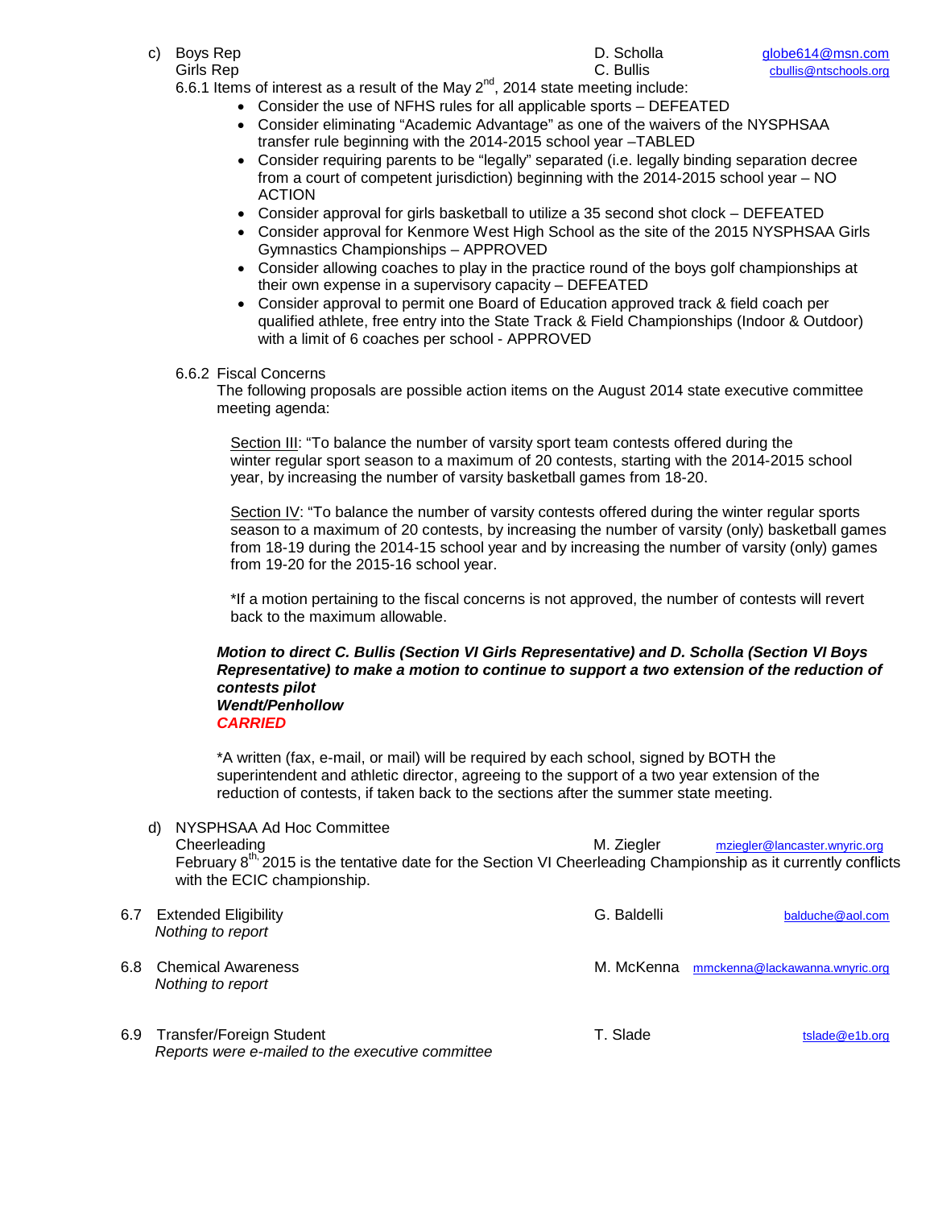c) Boys Rep D. Scholla globe614@msn.com
Girls Rep C. Bullis cbullis@ntschools.org

6.6.1 Items of interest as a result of the May 2nd, 2014 state meeting include:

- Consider the use of NFHS rules for all applicable sports – DEFEATED
- Consider eliminating "Academic Advantage" as one of the waivers of the NYSPHSAA transfer rule beginning with the 2014-2015 school year –TABLED
- Consider requiring parents to be "legally" separated (i.e. legally binding separation decree from a court of competent jurisdiction) beginning with the 2014-2015 school year – NO ACTION
- Consider approval for girls basketball to utilize a 35 second shot clock – DEFEATED
- Consider approval for Kenmore West High School as the site of the 2015 NYSPHSAA Girls Gymnastics Championships – APPROVED
- Consider allowing coaches to play in the practice round of the boys golf championships at their own expense in a supervisory capacity – DEFEATED
- Consider approval to permit one Board of Education approved track & field coach per qualified athlete, free entry into the State Track & Field Championships (Indoor & Outdoor) with a limit of 6 coaches per school - APPROVED

6.6.2 Fiscal Concerns

The following proposals are possible action items on the August 2014 state executive committee meeting agenda:

Section III: "To balance the number of varsity sport team contests offered during the winter regular sport season to a maximum of 20 contests, starting with the 2014-2015 school year, by increasing the number of varsity basketball games from 18-20.

Section IV: "To balance the number of varsity contests offered during the winter regular sports season to a maximum of 20 contests, by increasing the number of varsity (only) basketball games from 18-19 during the 2014-15 school year and by increasing the number of varsity (only) games from 19-20 for the 2015-16 school year.

*If a motion pertaining to the fiscal concerns is not approved, the number of contests will revert back to the maximum allowable.

***Motion to direct C. Bullis (Section VI Girls Representative) and D. Scholla (Section VI Boys Representative) to make a motion to continue to support a two extension of the reduction of contests pilot***
***Wendt/Penhollow***
***CARRIED***

*A written (fax, e-mail, or mail) will be required by each school, signed by BOTH the superintendent and athletic director, agreeing to the support of a two year extension of the reduction of contests, if taken back to the sections after the summer state meeting.

d) NYSPHSAA Ad Hoc Committee
Cheerleading M. Ziegler mziegler@lancaster.wnyric.org
February 8th, 2015 is the tentative date for the Section VI Cheerleading Championship as it currently conflicts with the ECIC championship.

6.7 Extended Eligibility G. Baldelli balduche@aol.com
*Nothing to report*

6.8 Chemical Awareness M. McKenna mmckenna@lackawanna.wnyric.org
*Nothing to report*

6.9 Transfer/Foreign Student T. Slade tslade@e1b.org
*Reports were e-mailed to the executive committee*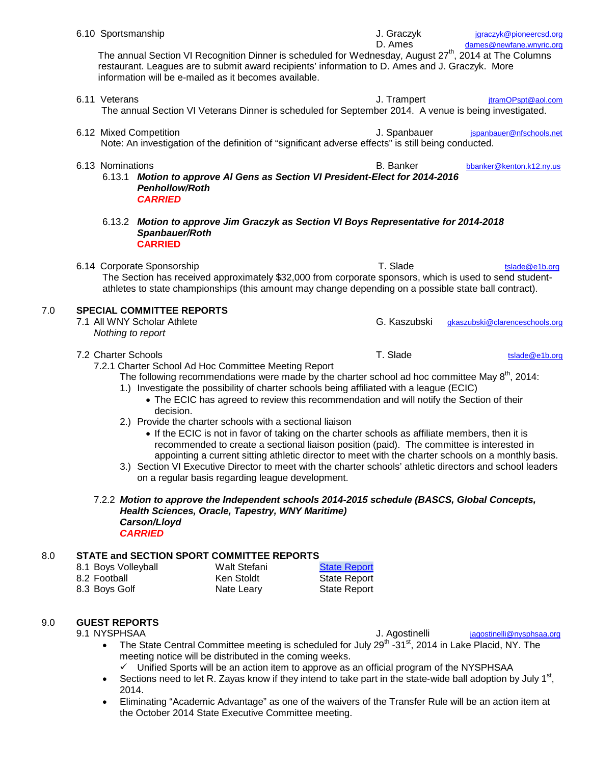6.10 Sportsmanship — J. Graczyk jgraczyk@pioneercsd.org; D. Ames dames@newfane.wnyric.org

The annual Section VI Recognition Dinner is scheduled for Wednesday, August 27th, 2014 at The Columns restaurant. Leagues are to submit award recipients' information to D. Ames and J. Graczyk. More information will be e-mailed as it becomes available.

6.11 Veterans — J. Trampert jtramOPspt@aol.com

The annual Section VI Veterans Dinner is scheduled for September 2014. A venue is being investigated.

6.12 Mixed Competition — J. Spanbauer jspanbauer@nfschools.net

Note: An investigation of the definition of "significant adverse effects" is still being conducted.

6.13 Nominations — B. Banker bbanker@kenton.k12.ny.us

6.13.1 ***Motion to approve Al Gens as Section VI President-Elect for 2014-2016***
***Penhollow/Roth***
***CARRIED***

6.13.2 ***Motion to approve Jim Graczyk as Section VI Boys Representative for 2014-2018***
***Spanbauer/Roth***
**CARRIED**

6.14 Corporate Sponsorship — T. Slade tslade@e1b.org

The Section has received approximately $32,000 from corporate sponsors, which is used to send student-athletes to state championships (this amount may change depending on a possible state ball contract).

## 7.0 SPECIAL COMMITTEE REPORTS

7.1 All WNY Scholar Athlete — G. Kaszubski gkaszubski@clarenceschools.org

*Nothing to report*

7.2 Charter Schools — T. Slade tslade@e1b.org

7.2.1 Charter School Ad Hoc Committee Meeting Report

The following recommendations were made by the charter school ad hoc committee May 8th, 2014:

1.) Investigate the possibility of charter schools being affiliated with a league (ECIC)
   - The ECIC has agreed to review this recommendation and will notify the Section of their decision.
2.) Provide the charter schools with a sectional liaison
   - If the ECIC is not in favor of taking on the charter schools as affiliate members, then it is recommended to create a sectional liaison position (paid). The committee is interested in appointing a current sitting athletic director to meet with the charter schools on a monthly basis.
3.) Section VI Executive Director to meet with the charter schools' athletic directors and school leaders on a regular basis regarding league development.

7.2.2 ***Motion to approve the Independent schools 2014-2015 schedule (BASCS, Global Concepts, Health Sciences, Oracle, Tapestry, WNY Maritime)***
***Carson/Lloyd***
***CARRIED***

## 8.0 STATE and SECTION SPORT COMMITTEE REPORTS

| | | |
|---|---|---|
| 8.1 Boys Volleyball | Walt Stefani | State Report |
| 8.2 Football | Ken Stoldt | State Report |
| 8.3 Boys Golf | Nate Leary | State Report |

## 9.0 GUEST REPORTS

9.1 NYSPHSAA — J. Agostinelli jagostinelli@nysphsaa.org

- The State Central Committee meeting is scheduled for July 29th -31st, 2014 in Lake Placid, NY. The meeting notice will be distributed in the coming weeks.
  - ✓ Unified Sports will be an action item to approve as an official program of the NYSPHSAA
- Sections need to let R. Zayas know if they intend to take part in the state-wide ball adoption by July 1st, 2014.
- Eliminating "Academic Advantage" as one of the waivers of the Transfer Rule will be an action item at the October 2014 State Executive Committee meeting.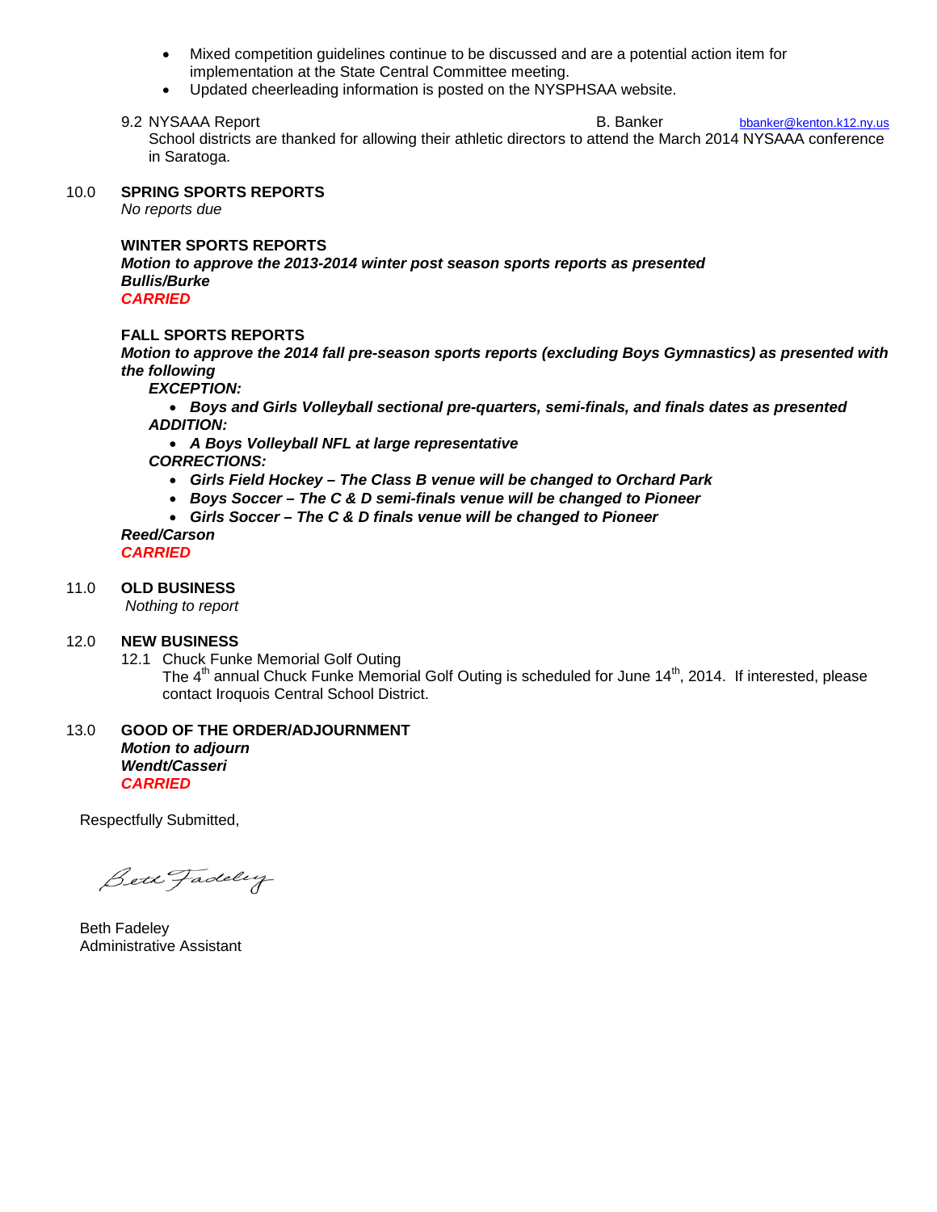- Mixed competition guidelines continue to be discussed and are a potential action item for implementation at the State Central Committee meeting.
- Updated cheerleading information is posted on the NYSPHSAA website.

9.2 NYSAAA Report  B. Banker  bbanker@kenton.k12.ny.us

School districts are thanked for allowing their athletic directors to attend the March 2014 NYSAAA conference in Saratoga.

## 10.0 SPRING SPORTS REPORTS

*No reports due*

**WINTER SPORTS REPORTS**

***Motion to approve the 2013-2014 winter post season sports reports as presented***
***Bullis/Burke***
***CARRIED***

**FALL SPORTS REPORTS**

***Motion to approve the 2014 fall pre-season sports reports (excluding Boys Gymnastics) as presented with the following***

***EXCEPTION:***

- ***Boys and Girls Volleyball sectional pre-quarters, semi-finals, and finals dates as presented***

***ADDITION:***

- ***A Boys Volleyball NFL at large representative***

***CORRECTIONS:***

- ***Girls Field Hockey – The Class B venue will be changed to Orchard Park***
- ***Boys Soccer – The C & D semi-finals venue will be changed to Pioneer***
- ***Girls Soccer – The C & D finals venue will be changed to Pioneer***

***Reed/Carson***
***CARRIED***

## 11.0 OLD BUSINESS

*Nothing to report*

## 12.0 NEW BUSINESS

12.1 Chuck Funke Memorial Golf Outing

The 4th annual Chuck Funke Memorial Golf Outing is scheduled for June 14th, 2014. If interested, please contact Iroquois Central School District.

## 13.0 GOOD OF THE ORDER/ADJOURNMENT

***Motion to adjourn***
***Wendt/Casseri***
***CARRIED***

Respectfully Submitted,

Beth Fadeley

Beth Fadeley
Administrative Assistant